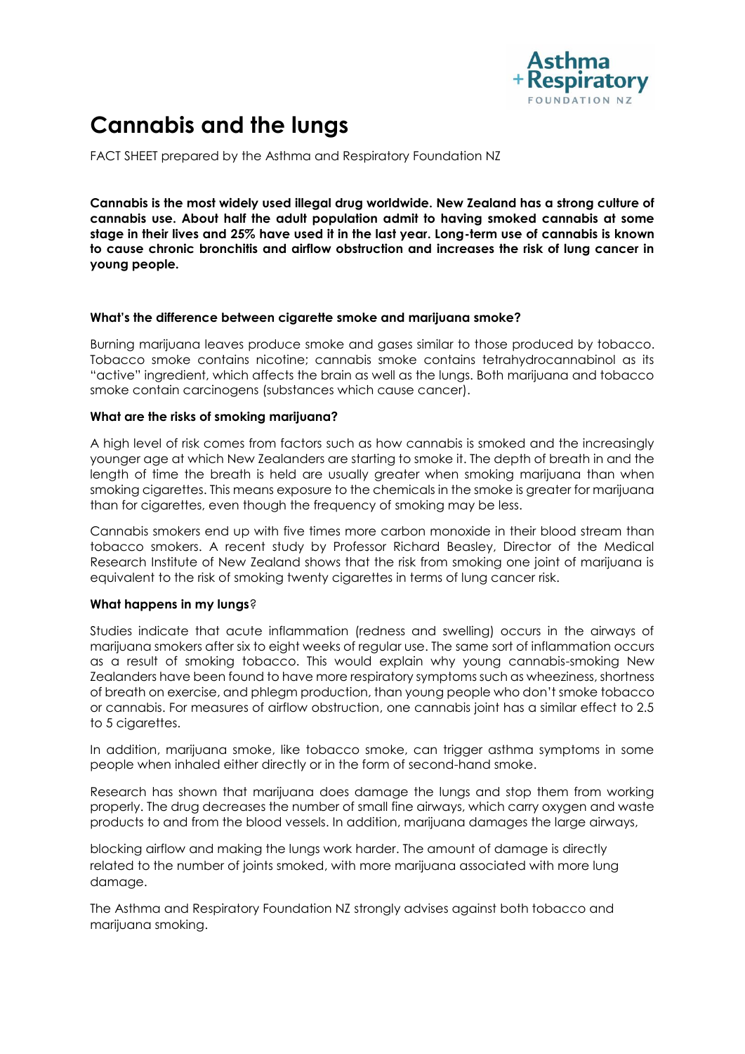# Cannabis and the lungs

FACT SHEET prepared by the Asthma and Respiratory Foundation NZ

**Cannabis is the most widely used illegal drug worldwide. New Zealand has a strong culture of cannabis use. About half the adult population admit to having smoked cannabis at some stage in their lives and 25% have used it in the last year. Long-term use of cannabis is known to cause chronic bronchitis and airflow obstruction and increases the risk of lung cancer in young people.**

### What's the difference between cigarette smoke and marijuana smoke?

Burning marijuana leaves produce smoke and gases similar to those produced by tobacco. Tobacco smoke contains nicotine; cannabis smoke contains tetrahydrocannabinol as its "active" ingredient, which affects the brain as well as the lungs. Both marijuana and tobacco smoke contain carcinogens (substances which cause cancer).

### What are the risks of smoking marijuana?

A high level of risk comes from factors such as how cannabis is smoked and the increasingly younger age at which New Zealanders are starting to smoke it. The depth of breath in and the length of time the breath is held are usually greater when smoking marijuana than when smoking cigarettes. This means exposure to the chemicals in the smoke is greater for marijuana than for cigarettes, even though the frequency of smoking may be less.

Cannabis smokers end up with five times more carbon monoxide in their blood stream than tobacco smokers. A recent study by Professor Richard Beasley, Director of the Medical Research Institute of New Zealand shows that the risk from smoking one joint of marijuana is equivalent to the risk of smoking twenty cigarettes in terms of lung cancer risk.

### What happens in my lungs?

Studies indicate that acute inflammation (redness and swelling) occurs in the airways of marijuana smokers after six to eight weeks of regular use. The same sort of inflammation occurs as a result of smoking tobacco. This would explain why young cannabis-smoking New Zealanders have been found to have more respiratory symptoms such as wheeziness, shortness of breath on exercise, and phlegm production, than young people who don't smoke tobacco or cannabis. For measures of airflow obstruction, one cannabis joint has a similar effect to 2.5 to 5 cigarettes.

In addition, marijuana smoke, like tobacco smoke, can trigger asthma symptoms in some people when inhaled either directly or in the form of second-hand smoke.

Research has shown that marijuana does damage the lungs and stop them from working properly. The drug decreases the number of small fine airways, which carry oxygen and waste products to and from the blood vessels. In addition, marijuana damages the large airways, blocking airflow and making the lungs work harder. The amount of damage is directly related to the number of joints smoked, with more marijuana associated with more lung damage.

The Asthma and Respiratory Foundation NZ strongly advises against both tobacco and marijuana smoking.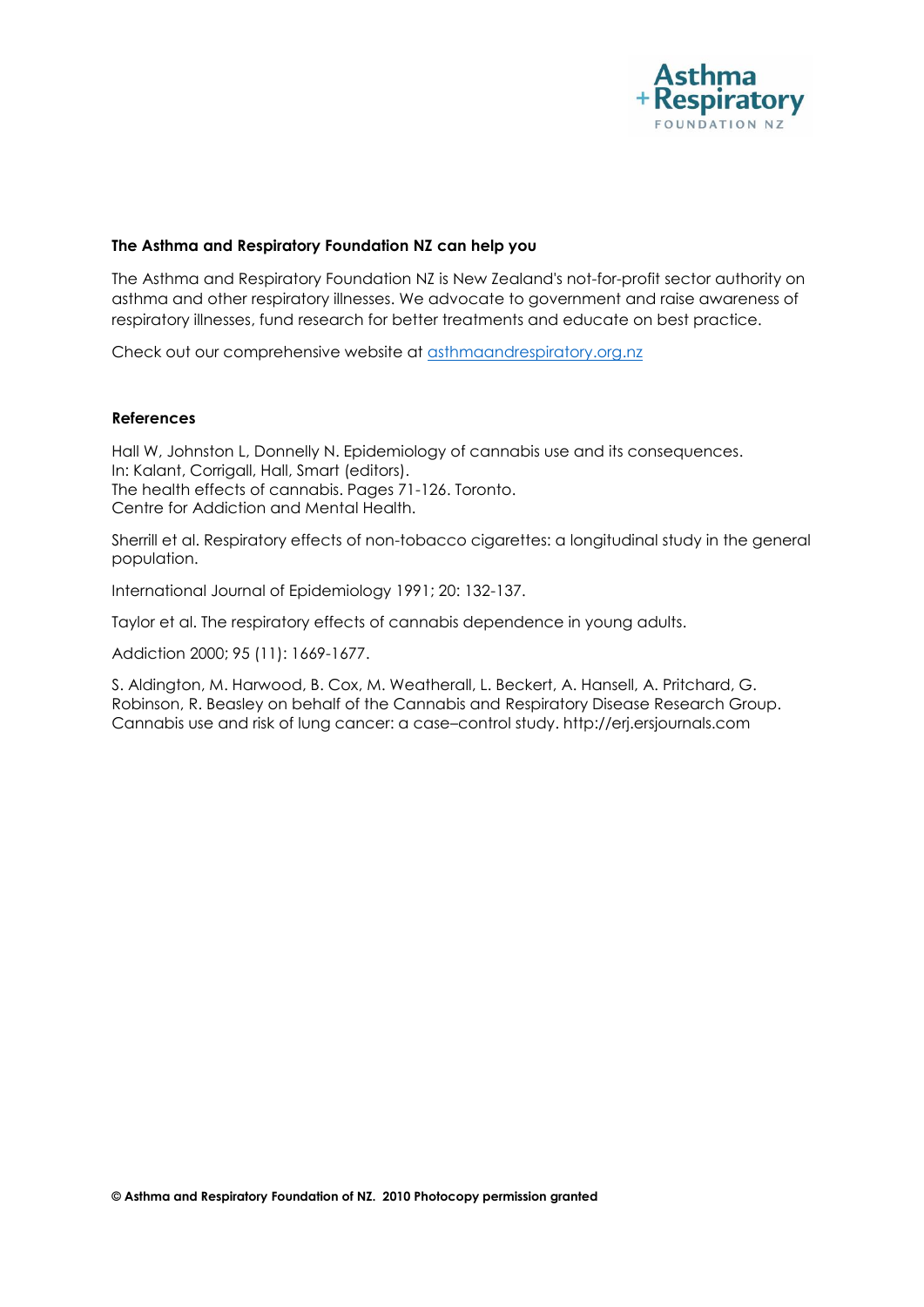**The Asthma and Respiratory Foundation NZ can help you**

The Asthma and Respiratory Foundation NZ is New Zealand's not-for-profit sector authority on asthma and other respiratory illnesses. We advocate to government and raise awareness of respiratory illnesses, fund research for better treatments and educate on best practice.

Check out our comprehensive website at [asthmaandrespiratory.org.nz](asthmaandrespiratory.org.nz)

**References**

Hall W, Johnston L, Donnelly N. Epidemiology of cannabis use and its consequences.
In: Kalant, Corrigall, Hall, Smart (editors).
The health effects of cannabis. Pages 71-126. Toronto.
Centre for Addiction and Mental Health.

Sherrill et al. Respiratory effects of non-tobacco cigarettes: a longitudinal study in the general population.

International Journal of Epidemiology 1991; 20: 132-137.

Taylor et al. The respiratory effects of cannabis dependence in young adults.

Addiction 2000; 95 (11): 1669-1677.

S. Aldington, M. Harwood, B. Cox, M. Weatherall, L. Beckert, A. Hansell, A. Pritchard, G. Robinson, R. Beasley on behalf of the Cannabis and Respiratory Disease Research Group. Cannabis use and risk of lung cancer: a case–control study. http://erj.ersjournals.com

**© Asthma and Respiratory Foundation of NZ. 2010 Photocopy permission granted**